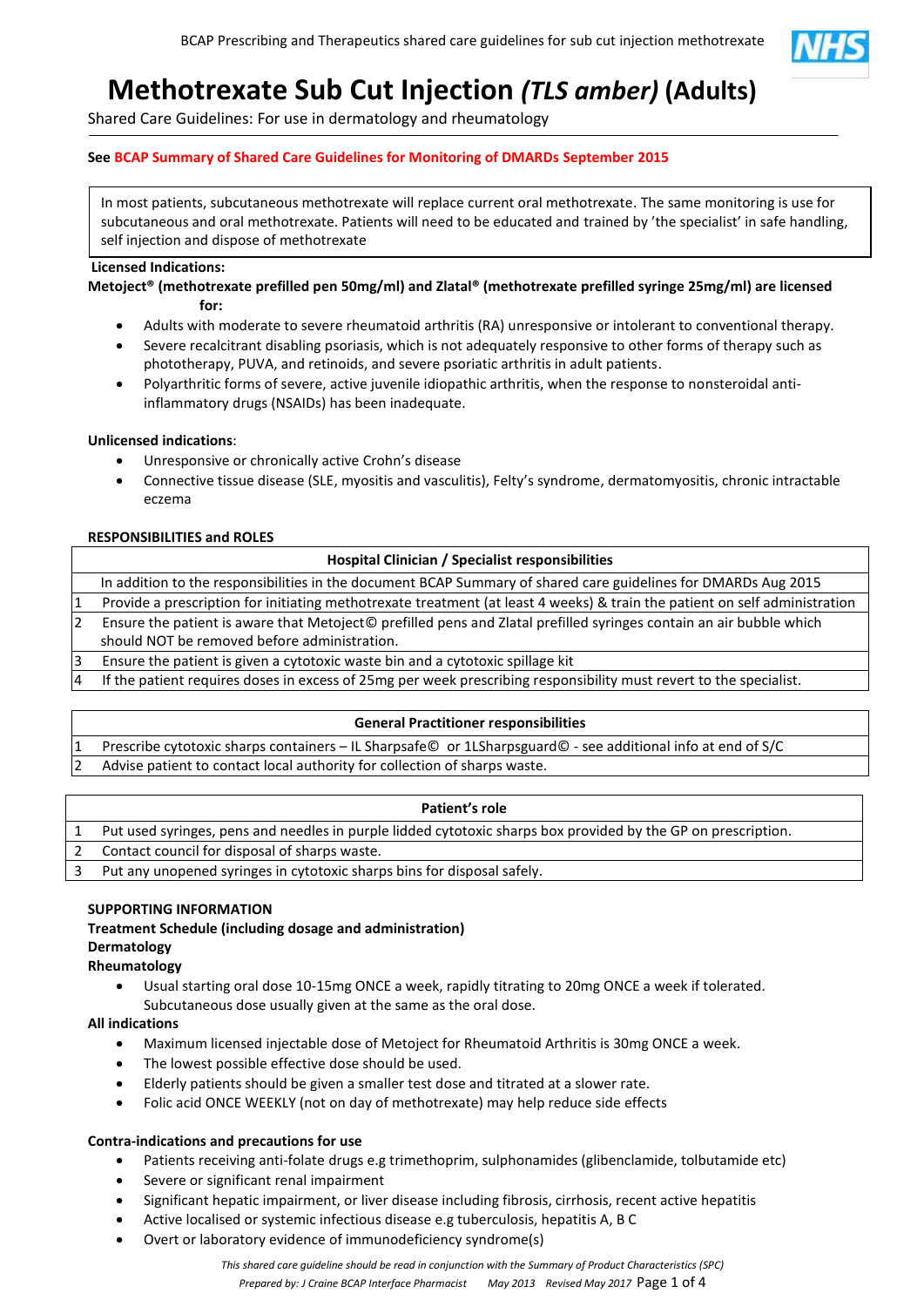# Methotrexate Sub Cut Injection *(TLS amber)* (Adults)

Shared Care Guidelines: For use in dermatology and rheumatology

**See BCAP Summary of Shared Care Guidelines for Monitoring of DMARDs September 2015**

In most patients, subcutaneous methotrexate will replace current oral methotrexate. The same monitoring is use for subcutaneous and oral methotrexate. Patients will need to be educated and trained by 'the specialist' in safe handling, self injection and dispose of methotrexate

**Licensed Indications:**

**Metoject® (methotrexate prefilled pen 50mg/ml) and Zlatal® (methotrexate prefilled syringe 25mg/ml) are licensed for:**

- Adults with moderate to severe rheumatoid arthritis (RA) unresponsive or intolerant to conventional therapy.
- Severe recalcitrant disabling psoriasis, which is not adequately responsive to other forms of therapy such as phototherapy, PUVA, and retinoids, and severe psoriatic arthritis in adult patients.
- Polyarthritic forms of severe, active juvenile idiopathic arthritis, when the response to nonsteroidal anti-inflammatory drugs (NSAIDs) has been inadequate.

**Unlicensed indications**:

- Unresponsive or chronically active Crohn's disease
- Connective tissue disease (SLE, myositis and vasculitis), Felty's syndrome, dermatomyositis, chronic intractable eczema

**RESPONSIBILITIES and ROLES**

| | **Hospital Clinician / Specialist responsibilities** |
|---|---|
| | In addition to the responsibilities in the document BCAP Summary of shared care guidelines for DMARDs Aug 2015 |
| 1 | Provide a prescription for initiating methotrexate treatment (at least 4 weeks) & train the patient on self administration |
| 2 | Ensure the patient is aware that Metoject© prefilled pens and Zlatal prefilled syringes contain an air bubble which should NOT be removed before administration. |
| 3 | Ensure the patient is given a cytotoxic waste bin and a cytotoxic spillage kit |
| 4 | If the patient requires doses in excess of 25mg per week prescribing responsibility must revert to the specialist. |

| | **General Practitioner responsibilities** |
|---|---|
| 1 | Prescribe cytotoxic sharps containers – IL Sharpsafe© or 1LSharpsguard© - see additional info at end of S/C |
| 2 | Advise patient to contact local authority for collection of sharps waste. |

| | **Patient's role** |
|---|---|
| 1 | Put used syringes, pens and needles in purple lidded cytotoxic sharps box provided by the GP on prescription. |
| 2 | Contact council for disposal of sharps waste. |
| 3 | Put any unopened syringes in cytotoxic sharps bins for disposal safely. |

**SUPPORTING INFORMATION**

**Treatment Schedule (including dosage and administration)**

**Dermatology**

**Rheumatology**

- Usual starting oral dose 10-15mg ONCE a week, rapidly titrating to 20mg ONCE a week if tolerated. Subcutaneous dose usually given at the same as the oral dose.

**All indications**

- Maximum licensed injectable dose of Metoject for Rheumatoid Arthritis is 30mg ONCE a week.
- The lowest possible effective dose should be used.
- Elderly patients should be given a smaller test dose and titrated at a slower rate.
- Folic acid ONCE WEEKLY (not on day of methotrexate) may help reduce side effects

**Contra-indications and precautions for use**

- Patients receiving anti-folate drugs e.g trimethoprim, sulphonamides (glibenclamide, tolbutamide etc)
- Severe or significant renal impairment
- Significant hepatic impairment, or liver disease including fibrosis, cirrhosis, recent active hepatitis
- Active localised or systemic infectious disease e.g tuberculosis, hepatitis A, B C
- Overt or laboratory evidence of immunodeficiency syndrome(s)

*This shared care guideline should be read in conjunction with the Summary of Product Characteristics (SPC)*

*Prepared by: J Craine BCAP Interface Pharmacist May 2013 Revised May 2017*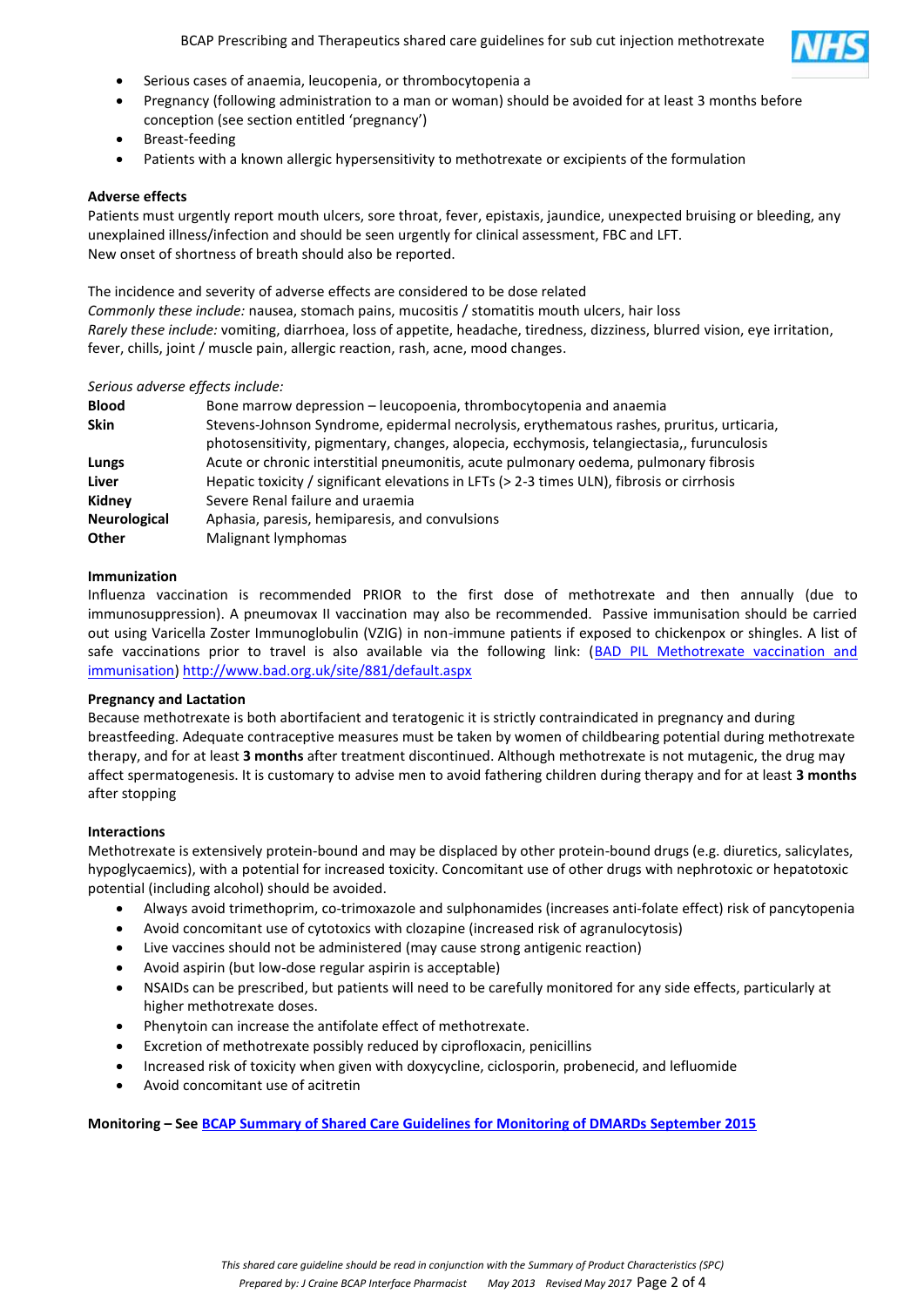- Serious cases of anaemia, leucopenia, or thrombocytopenia a
- Pregnancy (following administration to a man or woman) should be avoided for at least 3 months before conception (see section entitled 'pregnancy')
- Breast-feeding
- Patients with a known allergic hypersensitivity to methotrexate or excipients of the formulation

**Adverse effects**

Patients must urgently report mouth ulcers, sore throat, fever, epistaxis, jaundice, unexpected bruising or bleeding, any unexplained illness/infection and should be seen urgently for clinical assessment, FBC and LFT.
New onset of shortness of breath should also be reported.

The incidence and severity of adverse effects are considered to be dose related
*Commonly these include:* nausea, stomach pains, mucositis / stomatitis mouth ulcers, hair loss
*Rarely these include:* vomiting, diarrhoea, loss of appetite, headache, tiredness, dizziness, blurred vision, eye irritation, fever, chills, joint / muscle pain, allergic reaction, rash, acne, mood changes.

*Serious adverse effects include:*

| | |
|---|---|
| **Blood** | Bone marrow depression – leucopoenia, thrombocytopenia and anaemia |
| **Skin** | Stevens-Johnson Syndrome, epidermal necrolysis, erythematous rashes, pruritus, urticaria, photosensitivity, pigmentary, changes, alopecia, ecchymosis, telangiectasia,, furunculosis |
| **Lungs** | Acute or chronic interstitial pneumonitis, acute pulmonary oedema, pulmonary fibrosis |
| **Liver** | Hepatic toxicity / significant elevations in LFTs (> 2-3 times ULN), fibrosis or cirrhosis |
| **Kidney** | Severe Renal failure and uraemia |
| **Neurological** | Aphasia, paresis, hemiparesis, and convulsions |
| **Other** | Malignant lymphomas |

**Immunization**

Influenza vaccination is recommended PRIOR to the first dose of methotrexate and then annually (due to immunosuppression). A pneumovax II vaccination may also be recommended. Passive immunisation should be carried out using Varicella Zoster Immunoglobulin (VZIG) in non-immune patients if exposed to chickenpox or shingles. A list of safe vaccinations prior to travel is also available via the following link: (BAD PIL Methotrexate vaccination and immunisation) http://www.bad.org.uk/site/881/default.aspx

**Pregnancy and Lactation**

Because methotrexate is both abortifacient and teratogenic it is strictly contraindicated in pregnancy and during breastfeeding. Adequate contraceptive measures must be taken by women of childbearing potential during methotrexate therapy, and for at least **3 months** after treatment discontinued. Although methotrexate is not mutagenic, the drug may affect spermatogenesis. It is customary to advise men to avoid fathering children during therapy and for at least **3 months** after stopping

**Interactions**

Methotrexate is extensively protein-bound and may be displaced by other protein-bound drugs (e.g. diuretics, salicylates, hypoglycaemics), with a potential for increased toxicity. Concomitant use of other drugs with nephrotoxic or hepatotoxic potential (including alcohol) should be avoided.

- Always avoid trimethoprim, co-trimoxazole and sulphonamides (increases anti-folate effect) risk of pancytopenia
- Avoid concomitant use of cytotoxics with clozapine (increased risk of agranulocytosis)
- Live vaccines should not be administered (may cause strong antigenic reaction)
- Avoid aspirin (but low-dose regular aspirin is acceptable)
- NSAIDs can be prescribed, but patients will need to be carefully monitored for any side effects, particularly at higher methotrexate doses.
- Phenytoin can increase the antifolate effect of methotrexate.
- Excretion of methotrexate possibly reduced by ciprofloxacin, penicillins
- Increased risk of toxicity when given with doxycycline, ciclosporin, probenecid, and lefluomide
- Avoid concomitant use of acitretin

**Monitoring – See BCAP Summary of Shared Care Guidelines for Monitoring of DMARDs September 2015**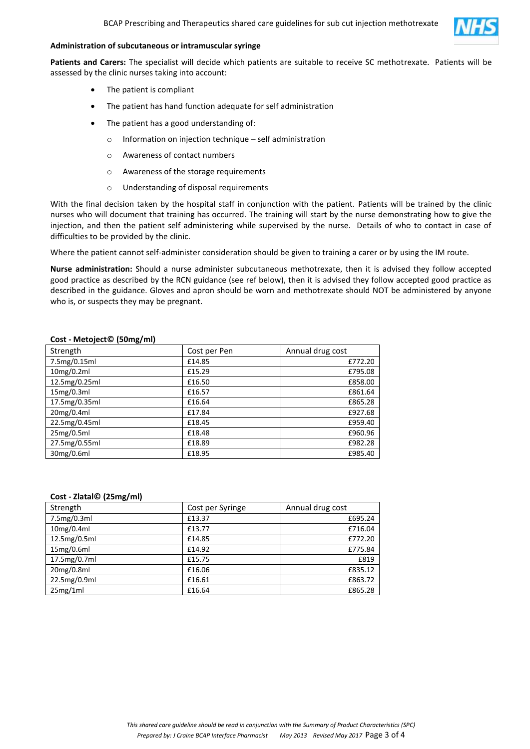**Administration of subcutaneous or intramuscular syringe**

**Patients and Carers:** The specialist will decide which patients are suitable to receive SC methotrexate. Patients will be assessed by the clinic nurses taking into account:

- The patient is compliant
- The patient has hand function adequate for self administration
- The patient has a good understanding of:
  - Information on injection technique – self administration
  - Awareness of contact numbers
  - Awareness of the storage requirements
  - Understanding of disposal requirements

With the final decision taken by the hospital staff in conjunction with the patient. Patients will be trained by the clinic nurses who will document that training has occurred. The training will start by the nurse demonstrating how to give the injection, and then the patient self administering while supervised by the nurse. Details of who to contact in case of difficulties to be provided by the clinic.

Where the patient cannot self-administer consideration should be given to training a carer or by using the IM route.

**Nurse administration:** Should a nurse administer subcutaneous methotrexate, then it is advised they follow accepted good practice as described by the RCN guidance (see ref below), then it is advised they follow accepted good practice as described in the guidance. Gloves and apron should be worn and methotrexate should NOT be administered by anyone who is, or suspects they may be pregnant.

**Cost - Metoject© (50mg/ml)**

| Strength | Cost per Pen | Annual drug cost |
|---|---|---|
| 7.5mg/0.15ml | £14.85 | £772.20 |
| 10mg/0.2ml | £15.29 | £795.08 |
| 12.5mg/0.25ml | £16.50 | £858.00 |
| 15mg/0.3ml | £16.57 | £861.64 |
| 17.5mg/0.35ml | £16.64 | £865.28 |
| 20mg/0.4ml | £17.84 | £927.68 |
| 22.5mg/0.45ml | £18.45 | £959.40 |
| 25mg/0.5ml | £18.48 | £960.96 |
| 27.5mg/0.55ml | £18.89 | £982.28 |
| 30mg/0.6ml | £18.95 | £985.40 |

**Cost - Zlatal© (25mg/ml)**

| Strength | Cost per Syringe | Annual drug cost |
|---|---|---|
| 7.5mg/0.3ml | £13.37 | £695.24 |
| 10mg/0.4ml | £13.77 | £716.04 |
| 12.5mg/0.5ml | £14.85 | £772.20 |
| 15mg/0.6ml | £14.92 | £775.84 |
| 17.5mg/0.7ml | £15.75 | £819 |
| 20mg/0.8ml | £16.06 | £835.12 |
| 22.5mg/0.9ml | £16.61 | £863.72 |
| 25mg/1ml | £16.64 | £865.28 |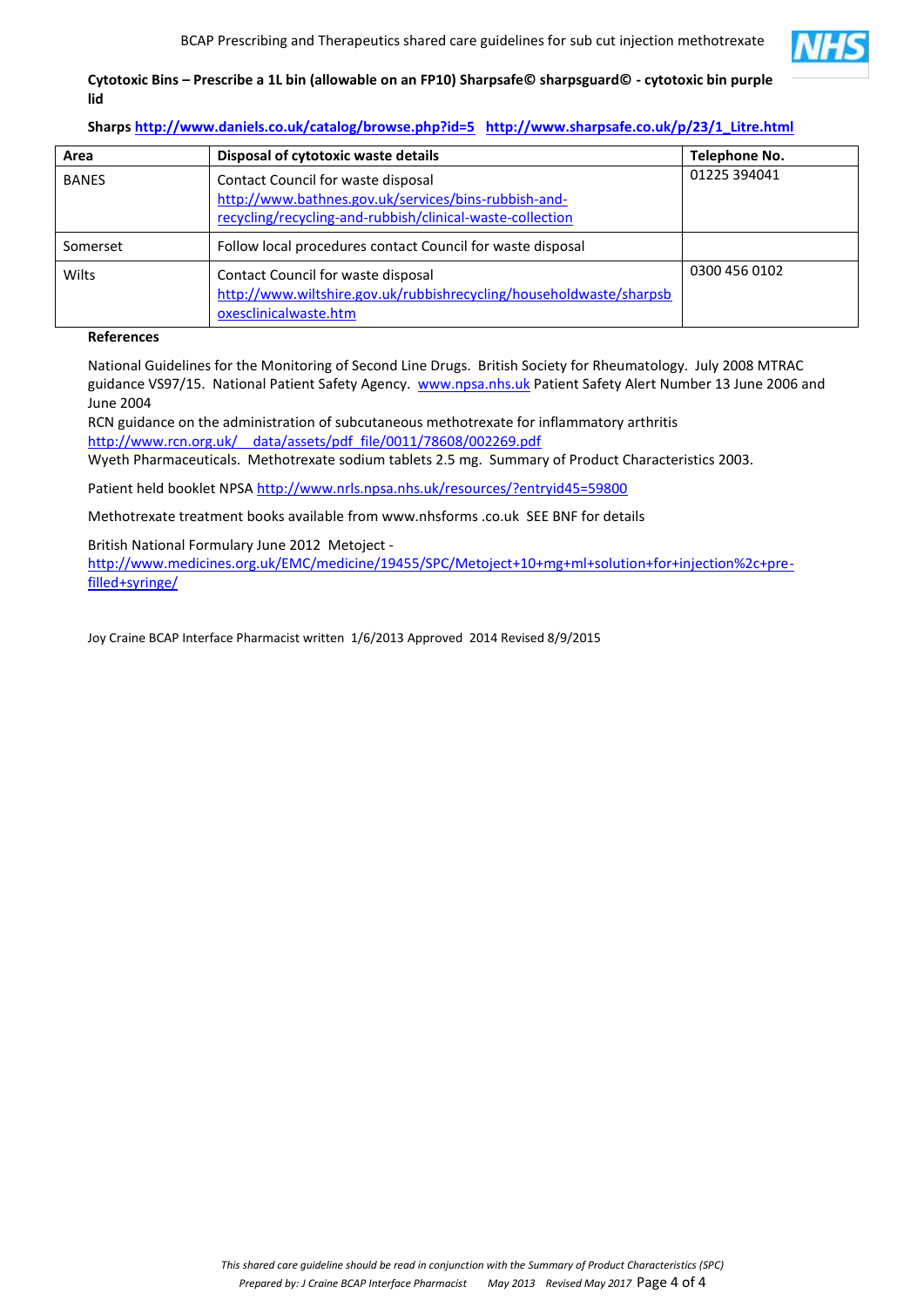**Cytotoxic Bins – Prescribe a 1L bin (allowable on an FP10) Sharpsafe© sharpsguard© - cytotoxic bin purple lid**

**Sharps** http://www.daniels.co.uk/catalog/browse.php?id=5 http://www.sharpsafe.co.uk/p/23/1_Litre.html

| Area | Disposal of cytotoxic waste details | Telephone No. |
|---|---|---|
| BANES | Contact Council for waste disposal http://www.bathnes.gov.uk/services/bins-rubbish-and-recycling/recycling-and-rubbish/clinical-waste-collection | 01225 394041 |
| Somerset | Follow local procedures contact Council for waste disposal | |
| Wilts | Contact Council for waste disposal http://www.wiltshire.gov.uk/rubbishrecycling/householdwaste/sharpsboxesclinicalwaste.htm | 0300 456 0102 |

**References**

National Guidelines for the Monitoring of Second Line Drugs. British Society for Rheumatology. July 2008 MTRAC guidance VS97/15. National Patient Safety Agency. www.npsa.nhs.uk Patient Safety Alert Number 13 June 2006 and June 2004

RCN guidance on the administration of subcutaneous methotrexate for inflammatory arthritis http://www.rcn.org.uk/__data/assets/pdf_file/0011/78608/002269.pdf

Wyeth Pharmaceuticals. Methotrexate sodium tablets 2.5 mg. Summary of Product Characteristics 2003.

Patient held booklet NPSA http://www.nrls.npsa.nhs.uk/resources/?entryid45=59800

Methotrexate treatment books available from www.nhsforms .co.uk SEE BNF for details

British National Formulary June 2012 Metoject - http://www.medicines.org.uk/EMC/medicine/19455/SPC/Metoject+10+mg+ml+solution+for+injection%2c+pre-filled+syringe/

Joy Craine BCAP Interface Pharmacist written 1/6/2013 Approved 2014 Revised 8/9/2015

*This shared care guideline should be read in conjunction with the Summary of Product Characteristics (SPC)*